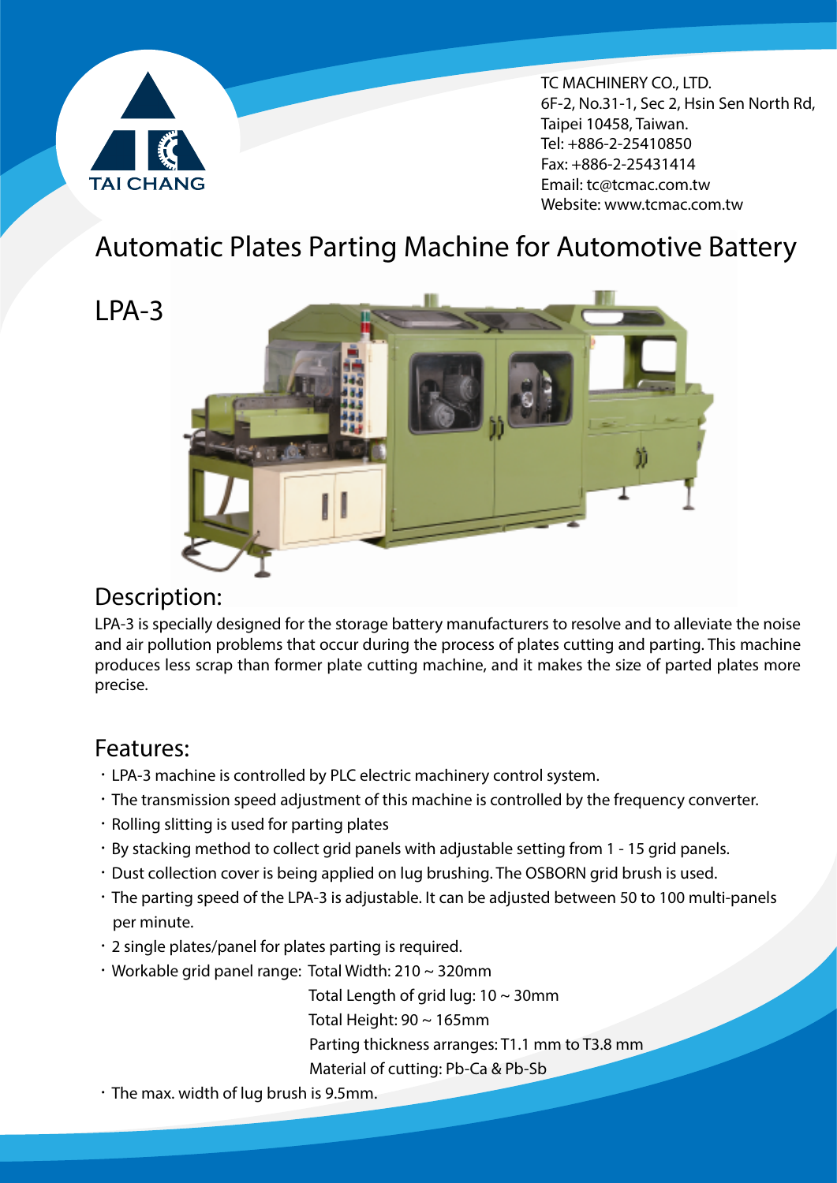TAI CHANG

TC MACHINERY CO., LTD.
6F-2, No.31-1, Sec 2, Hsin Sen North Rd,
Taipei 10458, Taiwan.
Tel: +886-2-25410850
Fax: +886-2-25431414
Email: tc@tcmac.com.tw
Website: www.tcmac.com.tw

# Automatic Plates Parting Machine for Automotive Battery

## LPA-3

## Description:

LPA-3 is specially designed for the storage battery manufacturers to resolve and to alleviate the noise and air pollution problems that occur during the process of plates cutting and parting. This machine produces less scrap than former plate cutting machine, and it makes the size of parted plates more precise.

## Features:

- LPA-3 machine is controlled by PLC electric machinery control system.
- The transmission speed adjustment of this machine is controlled by the frequency converter.
- Rolling slitting is used for parting plates
- By stacking method to collect grid panels with adjustable setting from 1 - 15 grid panels.
- Dust collection cover is being applied on lug brushing. The OSBORN grid brush is used.
- The parting speed of the LPA-3 is adjustable. It can be adjusted between 50 to 100 multi-panels per minute.
- 2 single plates/panel for plates parting is required.
- Workable grid panel range: Total Width: 210 ~ 320mm
  Total Length of grid lug: 10 ~ 30mm
  Total Height: 90 ~ 165mm
  Parting thickness arranges: T1.1 mm to T3.8 mm
  Material of cutting: Pb-Ca & Pb-Sb
- The max. width of lug brush is 9.5mm.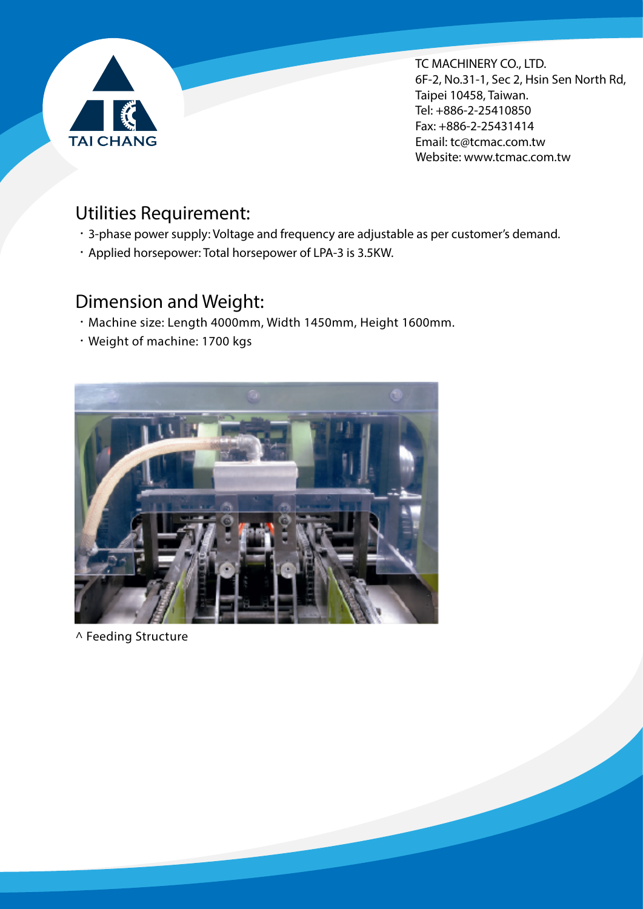TAI CHANG

TC MACHINERY CO., LTD.
6F-2, No.31-1, Sec 2, Hsin Sen North Rd,
Taipei 10458, Taiwan.
Tel: +886-2-25410850
Fax: +886-2-25431414
Email: tc@tcmac.com.tw
Website: www.tcmac.com.tw

## Utilities Requirement:

- 3-phase power supply: Voltage and frequency are adjustable as per customer's demand.
- Applied horsepower: Total horsepower of LPA-3 is 3.5KW.

## Dimension and Weight:

- Machine size: Length 4000mm, Width 1450mm, Height 1600mm.
- Weight of machine: 1700 kgs

^ Feeding Structure